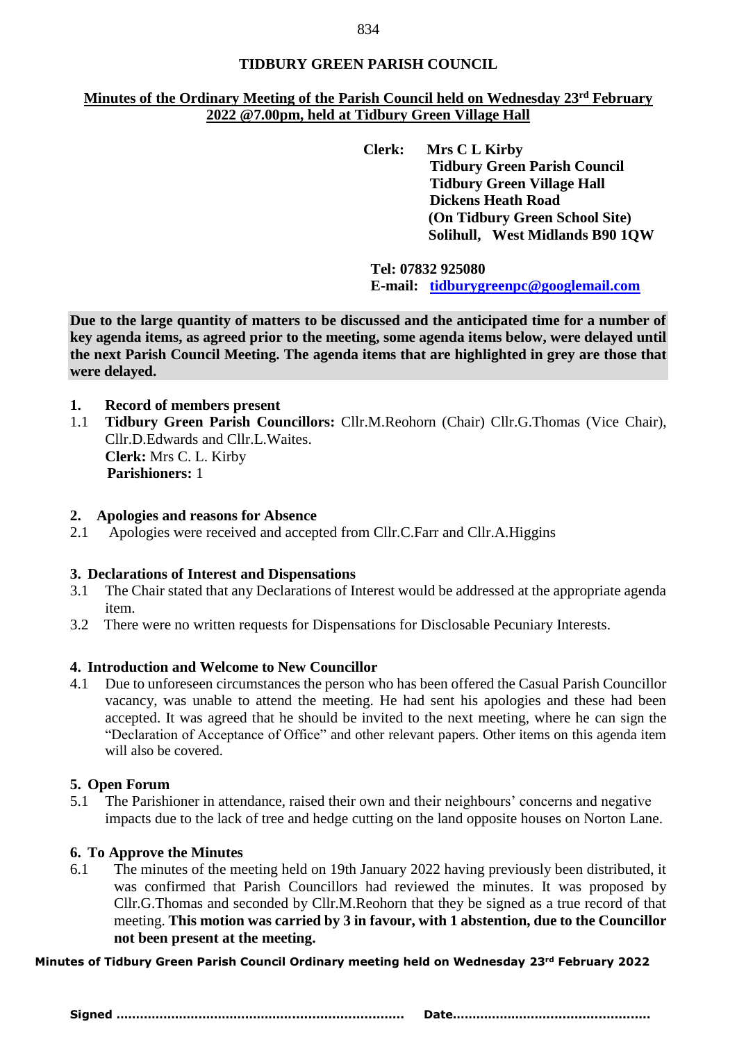**TIDBURY GREEN PARISH COUNCIL**

**Minutes of the Ordinary Meeting of the Parish Council held on Wednesday 23rd February 2022 @7.00pm, held at Tidbury Green Village Hall**

**Clerk:** **Mrs C L Kirby**
**Tidbury Green Parish Council**
**Tidbury Green Village Hall**
**Dickens Heath Road**
**(On Tidbury Green School Site)**
**Solihull, West Midlands B90 1QW**

**Tel: 07832 925080**
**E-mail: tidburygreenpc@googlemail.com**

**Due to the large quantity of matters to be discussed and the anticipated time for a number of key agenda items, as agreed prior to the meeting, some agenda items below, were delayed until the next Parish Council Meeting. The agenda items that are highlighted in grey are those that were delayed.**

## 1. Record of members present

1.1 **Tidbury Green Parish Councillors:** Cllr.M.Reohorn (Chair) Cllr.G.Thomas (Vice Chair), Cllr.D.Edwards and Cllr.L.Waites.
**Clerk:** Mrs C. L. Kirby
**Parishioners:** 1

## 2. Apologies and reasons for Absence

2.1 Apologies were received and accepted from Cllr.C.Farr and Cllr.A.Higgins

## 3. Declarations of Interest and Dispensations

3.1 The Chair stated that any Declarations of Interest would be addressed at the appropriate agenda item.

3.2 There were no written requests for Dispensations for Disclosable Pecuniary Interests.

## 4. Introduction and Welcome to New Councillor

4.1 Due to unforeseen circumstances the person who has been offered the Casual Parish Councillor vacancy, was unable to attend the meeting. He had sent his apologies and these had been accepted. It was agreed that he should be invited to the next meeting, where he can sign the "Declaration of Acceptance of Office" and other relevant papers. Other items on this agenda item will also be covered.

## 5. Open Forum

5.1 The Parishioner in attendance, raised their own and their neighbours' concerns and negative impacts due to the lack of tree and hedge cutting on the land opposite houses on Norton Lane.

## 6. To Approve the Minutes

6.1 The minutes of the meeting held on 19th January 2022 having previously been distributed, it was confirmed that Parish Councillors had reviewed the minutes. It was proposed by Cllr.G.Thomas and seconded by Cllr.M.Reohorn that they be signed as a true record of that meeting. **This motion was carried by 3 in favour, with 1 abstention, due to the Councillor not been present at the meeting.**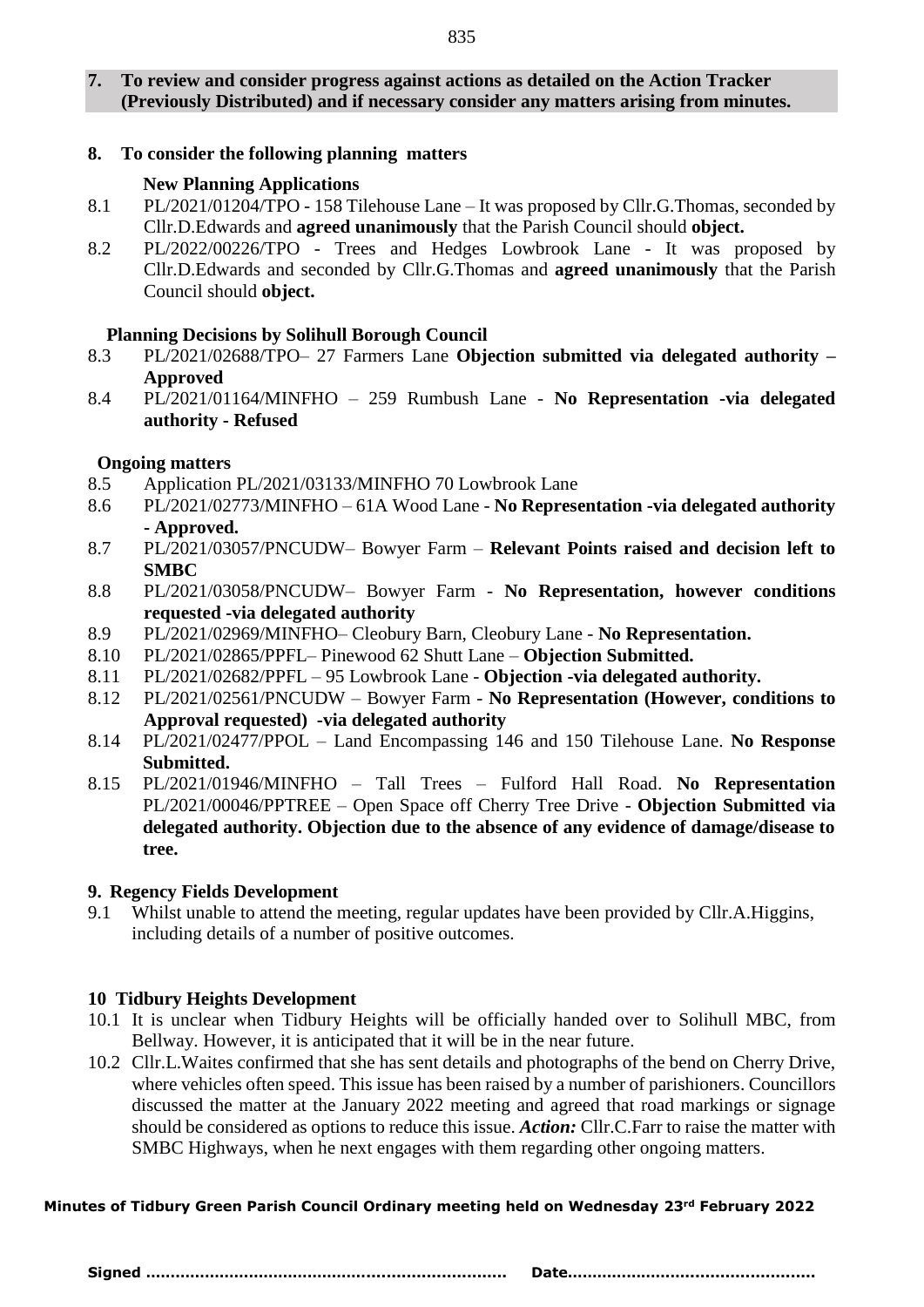## 7. To review and consider progress against actions as detailed on the Action Tracker (Previously Distributed) and if necessary consider any matters arising from minutes.

## 8. To consider the following planning matters

### New Planning Applications

8.1 PL/2021/01204/TPO - 158 Tilehouse Lane – It was proposed by Cllr.G.Thomas, seconded by Cllr.D.Edwards and **agreed unanimously** that the Parish Council should **object.**

8.2 PL/2022/00226/TPO - Trees and Hedges Lowbrook Lane - It was proposed by Cllr.D.Edwards and seconded by Cllr.G.Thomas and **agreed unanimously** that the Parish Council should **object.**

### Planning Decisions by Solihull Borough Council

8.3 PL/2021/02688/TPO– 27 Farmers Lane **Objection submitted via delegated authority – Approved**

8.4 PL/2021/01164/MINFHO – 259 Rumbush Lane - **No Representation -via delegated authority - Refused**

### Ongoing matters

8.5 Application PL/2021/03133/MINFHO 70 Lowbrook Lane

8.6 PL/2021/02773/MINFHO – 61A Wood Lane - **No Representation -via delegated authority - Approved.**

8.7 PL/2021/03057/PNCUDW– Bowyer Farm – **Relevant Points raised and decision left to SMBC**

8.8 PL/2021/03058/PNCUDW– Bowyer Farm - **No Representation, however conditions requested -via delegated authority**

8.9 PL/2021/02969/MINFHO– Cleobury Barn, Cleobury Lane - **No Representation.**

8.10 PL/2021/02865/PPFL– Pinewood 62 Shutt Lane – **Objection Submitted.**

8.11 PL/2021/02682/PPFL – 95 Lowbrook Lane - **Objection -via delegated authority.**

8.12 PL/2021/02561/PNCUDW – Bowyer Farm - **No Representation (However, conditions to Approval requested) -via delegated authority**

8.14 PL/2021/02477/PPOL – Land Encompassing 146 and 150 Tilehouse Lane. **No Response Submitted.**

8.15 PL/2021/01946/MINFHO – Tall Trees – Fulford Hall Road. **No Representation** PL/2021/00046/PPTREE – Open Space off Cherry Tree Drive - **Objection Submitted via delegated authority. Objection due to the absence of any evidence of damage/disease to tree.**

## 9. Regency Fields Development

9.1 Whilst unable to attend the meeting, regular updates have been provided by Cllr.A.Higgins, including details of a number of positive outcomes.

## 10 Tidbury Heights Development

10.1 It is unclear when Tidbury Heights will be officially handed over to Solihull MBC, from Bellway. However, it is anticipated that it will be in the near future.

10.2 Cllr.L.Waites confirmed that she has sent details and photographs of the bend on Cherry Drive, where vehicles often speed. This issue has been raised by a number of parishioners. Councillors discussed the matter at the January 2022 meeting and agreed that road markings or signage should be considered as options to reduce this issue. ***Action:*** Cllr.C.Farr to raise the matter with SMBC Highways, when he next engages with them regarding other ongoing matters.

**Minutes of Tidbury Green Parish Council Ordinary meeting held on Wednesday 23rd February 2022**

**Signed ……………………………………………………………… Date…………………………………………**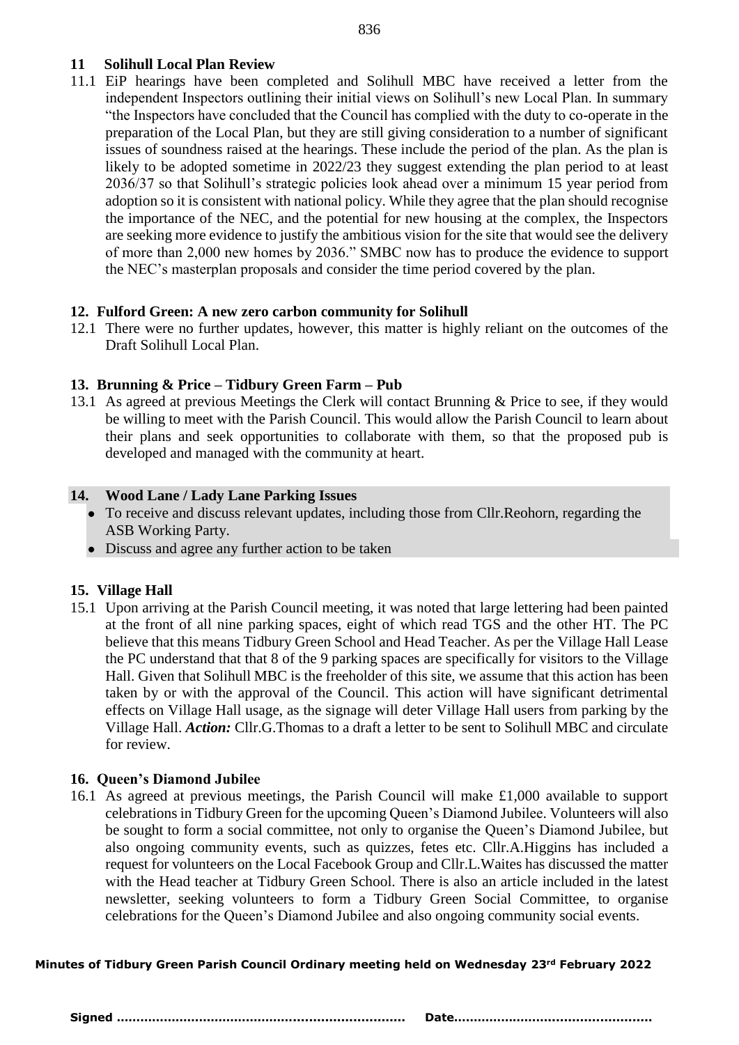## 11 Solihull Local Plan Review

11.1 EiP hearings have been completed and Solihull MBC have received a letter from the independent Inspectors outlining their initial views on Solihull's new Local Plan. In summary "the Inspectors have concluded that the Council has complied with the duty to co-operate in the preparation of the Local Plan, but they are still giving consideration to a number of significant issues of soundness raised at the hearings. These include the period of the plan. As the plan is likely to be adopted sometime in 2022/23 they suggest extending the plan period to at least 2036/37 so that Solihull's strategic policies look ahead over a minimum 15 year period from adoption so it is consistent with national policy. While they agree that the plan should recognise the importance of the NEC, and the potential for new housing at the complex, the Inspectors are seeking more evidence to justify the ambitious vision for the site that would see the delivery of more than 2,000 new homes by 2036." SMBC now has to produce the evidence to support the NEC's masterplan proposals and consider the time period covered by the plan.

## 12. Fulford Green: A new zero carbon community for Solihull

12.1 There were no further updates, however, this matter is highly reliant on the outcomes of the Draft Solihull Local Plan.

## 13. Brunning & Price – Tidbury Green Farm – Pub

13.1 As agreed at previous Meetings the Clerk will contact Brunning & Price to see, if they would be willing to meet with the Parish Council. This would allow the Parish Council to learn about their plans and seek opportunities to collaborate with them, so that the proposed pub is developed and managed with the community at heart.

## 14. Wood Lane / Lady Lane Parking Issues

- To receive and discuss relevant updates, including those from Cllr.Reohorn, regarding the ASB Working Party.
- Discuss and agree any further action to be taken

## 15. Village Hall

15.1 Upon arriving at the Parish Council meeting, it was noted that large lettering had been painted at the front of all nine parking spaces, eight of which read TGS and the other HT. The PC believe that this means Tidbury Green School and Head Teacher. As per the Village Hall Lease the PC understand that that 8 of the 9 parking spaces are specifically for visitors to the Village Hall. Given that Solihull MBC is the freeholder of this site, we assume that this action has been taken by or with the approval of the Council. This action will have significant detrimental effects on Village Hall usage, as the signage will deter Village Hall users from parking by the Village Hall. ***Action:*** Cllr.G.Thomas to a draft a letter to be sent to Solihull MBC and circulate for review.

## 16. Queen's Diamond Jubilee

16.1 As agreed at previous meetings, the Parish Council will make £1,000 available to support celebrations in Tidbury Green for the upcoming Queen's Diamond Jubilee. Volunteers will also be sought to form a social committee, not only to organise the Queen's Diamond Jubilee, but also ongoing community events, such as quizzes, fetes etc. Cllr.A.Higgins has included a request for volunteers on the Local Facebook Group and Cllr.L.Waites has discussed the matter with the Head teacher at Tidbury Green School. There is also an article included in the latest newsletter, seeking volunteers to form a Tidbury Green Social Committee, to organise celebrations for the Queen's Diamond Jubilee and also ongoing community social events.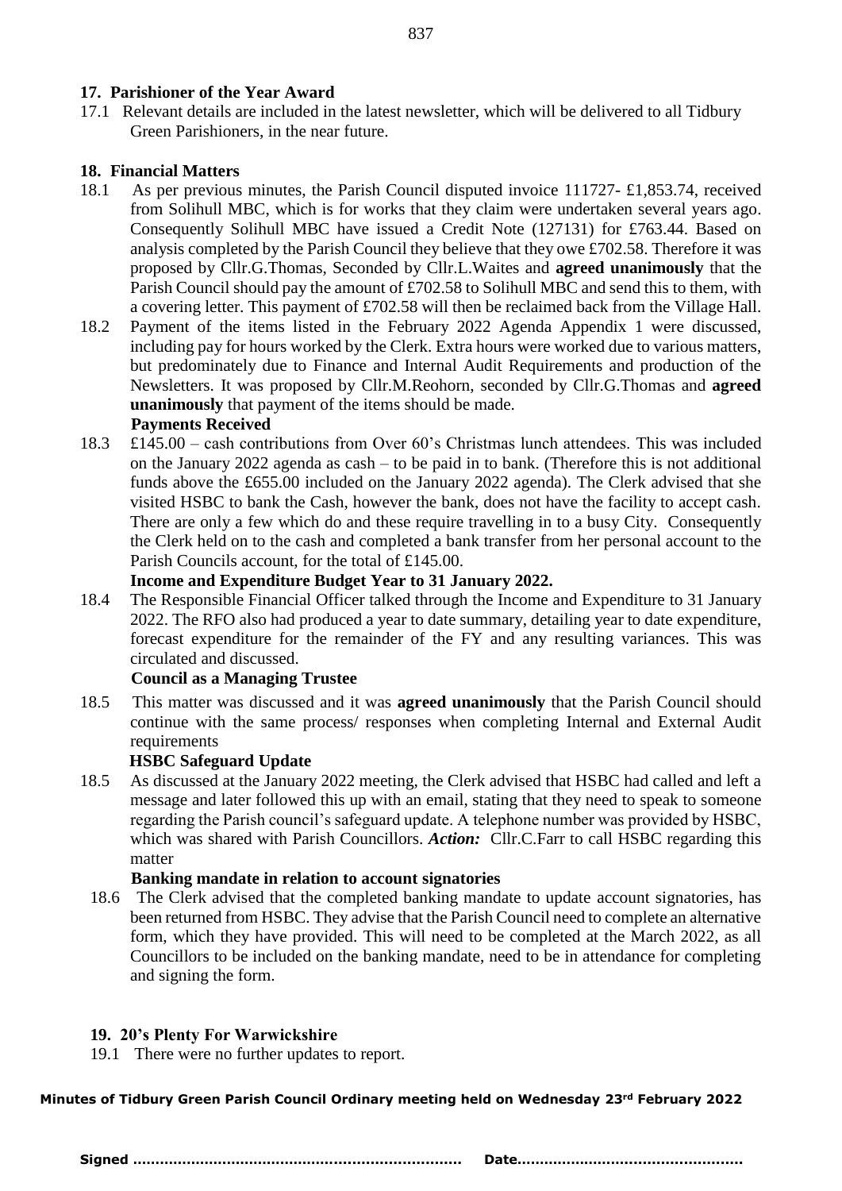## 17. Parishioner of the Year Award

17.1 Relevant details are included in the latest newsletter, which will be delivered to all Tidbury Green Parishioners, in the near future.

## 18. Financial Matters

18.1 As per previous minutes, the Parish Council disputed invoice 111727- £1,853.74, received from Solihull MBC, which is for works that they claim were undertaken several years ago. Consequently Solihull MBC have issued a Credit Note (127131) for £763.44. Based on analysis completed by the Parish Council they believe that they owe £702.58. Therefore it was proposed by Cllr.G.Thomas, Seconded by Cllr.L.Waites and **agreed unanimously** that the Parish Council should pay the amount of £702.58 to Solihull MBC and send this to them, with a covering letter. This payment of £702.58 will then be reclaimed back from the Village Hall.

18.2 Payment of the items listed in the February 2022 Agenda Appendix 1 were discussed, including pay for hours worked by the Clerk. Extra hours were worked due to various matters, but predominately due to Finance and Internal Audit Requirements and production of the Newsletters. It was proposed by Cllr.M.Reohorn, seconded by Cllr.G.Thomas and **agreed unanimously** that payment of the items should be made.

**Payments Received**

18.3 £145.00 – cash contributions from Over 60's Christmas lunch attendees. This was included on the January 2022 agenda as cash – to be paid in to bank. (Therefore this is not additional funds above the £655.00 included on the January 2022 agenda). The Clerk advised that she visited HSBC to bank the Cash, however the bank, does not have the facility to accept cash. There are only a few which do and these require travelling in to a busy City. Consequently the Clerk held on to the cash and completed a bank transfer from her personal account to the Parish Councils account, for the total of £145.00.

**Income and Expenditure Budget Year to 31 January 2022.**

18.4 The Responsible Financial Officer talked through the Income and Expenditure to 31 January 2022. The RFO also had produced a year to date summary, detailing year to date expenditure, forecast expenditure for the remainder of the FY and any resulting variances. This was circulated and discussed.

**Council as a Managing Trustee**

18.5 This matter was discussed and it was **agreed unanimously** that the Parish Council should continue with the same process/ responses when completing Internal and External Audit requirements

**HSBC Safeguard Update**

18.5 As discussed at the January 2022 meeting, the Clerk advised that HSBC had called and left a message and later followed this up with an email, stating that they need to speak to someone regarding the Parish council's safeguard update. A telephone number was provided by HSBC, which was shared with Parish Councillors. ***Action:*** Cllr.C.Farr to call HSBC regarding this matter

**Banking mandate in relation to account signatories**

18.6 The Clerk advised that the completed banking mandate to update account signatories, has been returned from HSBC. They advise that the Parish Council need to complete an alternative form, which they have provided. This will need to be completed at the March 2022, as all Councillors to be included on the banking mandate, need to be in attendance for completing and signing the form.

## 19. 20's Plenty For Warwickshire

19.1 There were no further updates to report.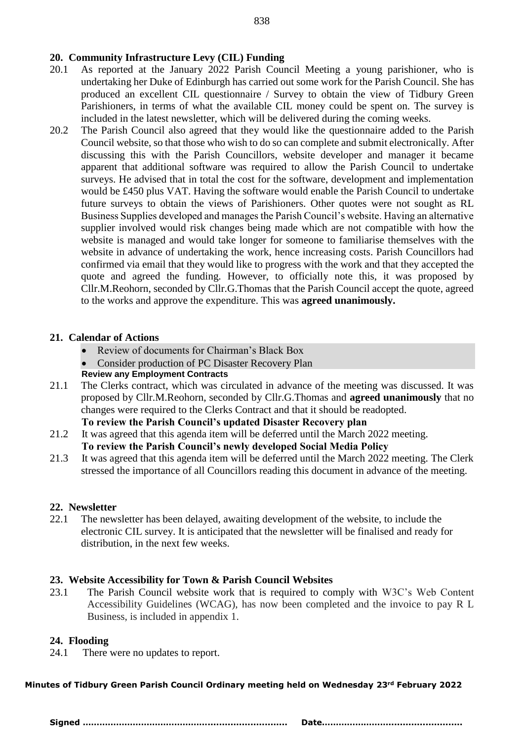## 20. Community Infrastructure Levy (CIL) Funding

20.1 As reported at the January 2022 Parish Council Meeting a young parishioner, who is undertaking her Duke of Edinburgh has carried out some work for the Parish Council. She has produced an excellent CIL questionnaire / Survey to obtain the view of Tidbury Green Parishioners, in terms of what the available CIL money could be spent on. The survey is included in the latest newsletter, which will be delivered during the coming weeks.

20.2 The Parish Council also agreed that they would like the questionnaire added to the Parish Council website, so that those who wish to do so can complete and submit electronically. After discussing this with the Parish Councillors, website developer and manager it became apparent that additional software was required to allow the Parish Council to undertake surveys. He advised that in total the cost for the software, development and implementation would be £450 plus VAT. Having the software would enable the Parish Council to undertake future surveys to obtain the views of Parishioners. Other quotes were not sought as RL Business Supplies developed and manages the Parish Council's website. Having an alternative supplier involved would risk changes being made which are not compatible with how the website is managed and would take longer for someone to familiarise themselves with the website in advance of undertaking the work, hence increasing costs. Parish Councillors had confirmed via email that they would like to progress with the work and that they accepted the quote and agreed the funding. However, to officially note this, it was proposed by Cllr.M.Reohorn, seconded by Cllr.G.Thomas that the Parish Council accept the quote, agreed to the works and approve the expenditure. This was **agreed unanimously.**

## 21. Calendar of Actions

- Review of documents for Chairman's Black Box
- Consider production of PC Disaster Recovery Plan

**Review any Employment Contracts**

21.1 The Clerks contract, which was circulated in advance of the meeting was discussed. It was proposed by Cllr.M.Reohorn, seconded by Cllr.G.Thomas and **agreed unanimously** that no changes were required to the Clerks Contract and that it should be readopted.

**To review the Parish Council's updated Disaster Recovery plan**

21.2 It was agreed that this agenda item will be deferred until the March 2022 meeting.

**To review the Parish Council's newly developed Social Media Policy**

21.3 It was agreed that this agenda item will be deferred until the March 2022 meeting. The Clerk stressed the importance of all Councillors reading this document in advance of the meeting.

## 22. Newsletter

22.1 The newsletter has been delayed, awaiting development of the website, to include the electronic CIL survey. It is anticipated that the newsletter will be finalised and ready for distribution, in the next few weeks.

## 23. Website Accessibility for Town & Parish Council Websites

23.1 The Parish Council website work that is required to comply with W3C's Web Content Accessibility Guidelines (WCAG), has now been completed and the invoice to pay R L Business, is included in appendix 1.

## 24. Flooding

24.1 There were no updates to report.

**Minutes of Tidbury Green Parish Council Ordinary meeting held on Wednesday 23rd February 2022**

**Signed ……………………………………………………………… Date…………………………………………**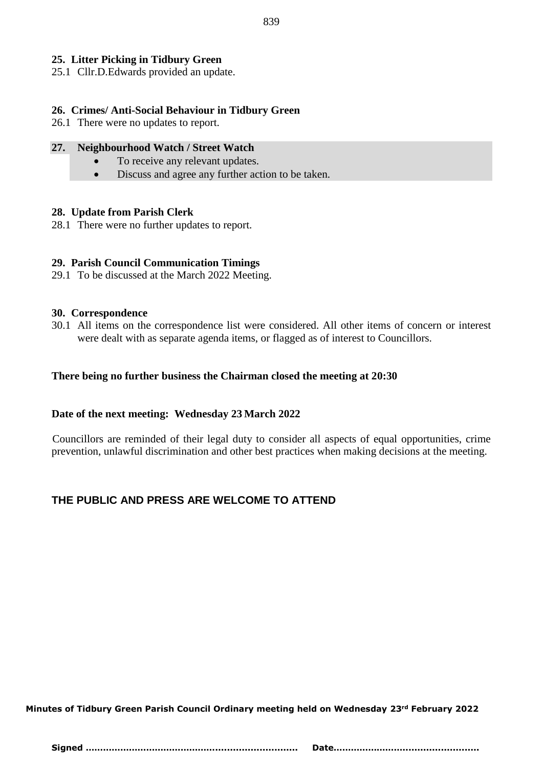**25. Litter Picking in Tidbury Green**

25.1 Cllr.D.Edwards provided an update.

**26. Crimes/ Anti-Social Behaviour in Tidbury Green**

26.1 There were no updates to report.

**27. Neighbourhood Watch / Street Watch**

- To receive any relevant updates.
- Discuss and agree any further action to be taken.

**28. Update from Parish Clerk**

28.1 There were no further updates to report.

**29. Parish Council Communication Timings**

29.1 To be discussed at the March 2022 Meeting.

**30. Correspondence**

30.1 All items on the correspondence list were considered. All other items of concern or interest were dealt with as separate agenda items, or flagged as of interest to Councillors.

**There being no further business the Chairman closed the meeting at 20:30**

**Date of the next meeting: Wednesday 23 March 2022**

Councillors are reminded of their legal duty to consider all aspects of equal opportunities, crime prevention, unlawful discrimination and other best practices when making decisions at the meeting.

**THE PUBLIC AND PRESS ARE WELCOME TO ATTEND**

**Minutes of Tidbury Green Parish Council Ordinary meeting held on Wednesday 23rd February 2022**

**Signed ……………………………………………………………… Date…………………………………………**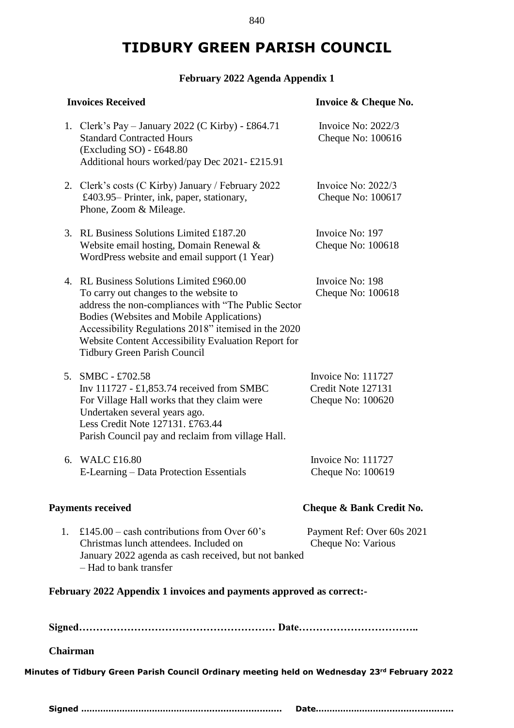# TIDBURY GREEN PARISH COUNCIL

**February 2022 Agenda Appendix 1**

| **Invoices Received** | **Invoice & Cheque No.** |
|---|---|
| 1. Clerk's Pay – January 2022 (C Kirby) - £864.71<br>Standard Contracted Hours<br>(Excluding SO) - £648.80<br>Additional hours worked/pay Dec 2021- £215.91 | Invoice No: 2022/3<br>Cheque No: 100616 |
| 2. Clerk's costs (C Kirby) January / February 2022<br>£403.95– Printer, ink, paper, stationary,<br>Phone, Zoom & Mileage. | Invoice No: 2022/3<br>Cheque No: 100617 |
| 3. RL Business Solutions Limited £187.20<br>Website email hosting, Domain Renewal &<br>WordPress website and email support (1 Year) | Invoice No: 197<br>Cheque No: 100618 |
| 4. RL Business Solutions Limited £960.00<br>To carry out changes to the website to<br>address the non-compliances with "The Public Sector Bodies (Websites and Mobile Applications) Accessibility Regulations 2018" itemised in the 2020 Website Content Accessibility Evaluation Report for Tidbury Green Parish Council | Invoice No: 198<br>Cheque No: 100618 |
| 5. SMBC - £702.58<br>Inv 111727 - £1,853.74 received from SMBC<br>For Village Hall works that they claim were<br>Undertaken several years ago.<br>Less Credit Note 127131. £763.44<br>Parish Council pay and reclaim from village Hall. | Invoice No: 111727<br>Credit Note 127131<br>Cheque No: 100620 |
| 6. WALC £16.80<br>E-Learning – Data Protection Essentials | Invoice No: 111727<br>Cheque No: 100619 |

| **Payments received** | **Cheque & Bank Credit No.** |
|---|---|
| 1. £145.00 – cash contributions from Over 60's<br>Christmas lunch attendees. Included on<br>January 2022 agenda as cash received, but not banked<br>– Had to bank transfer | Payment Ref: Over 60s 2021<br>Cheque No: Various |

**February 2022 Appendix 1 invoices and payments approved as correct:-**

**Signed………………………………………………… Date……………………………..**

**Chairman**

**Minutes of Tidbury Green Parish Council Ordinary meeting held on Wednesday 23rd February 2022**

**Signed ……………………………………………………………… Date…………………………………………**